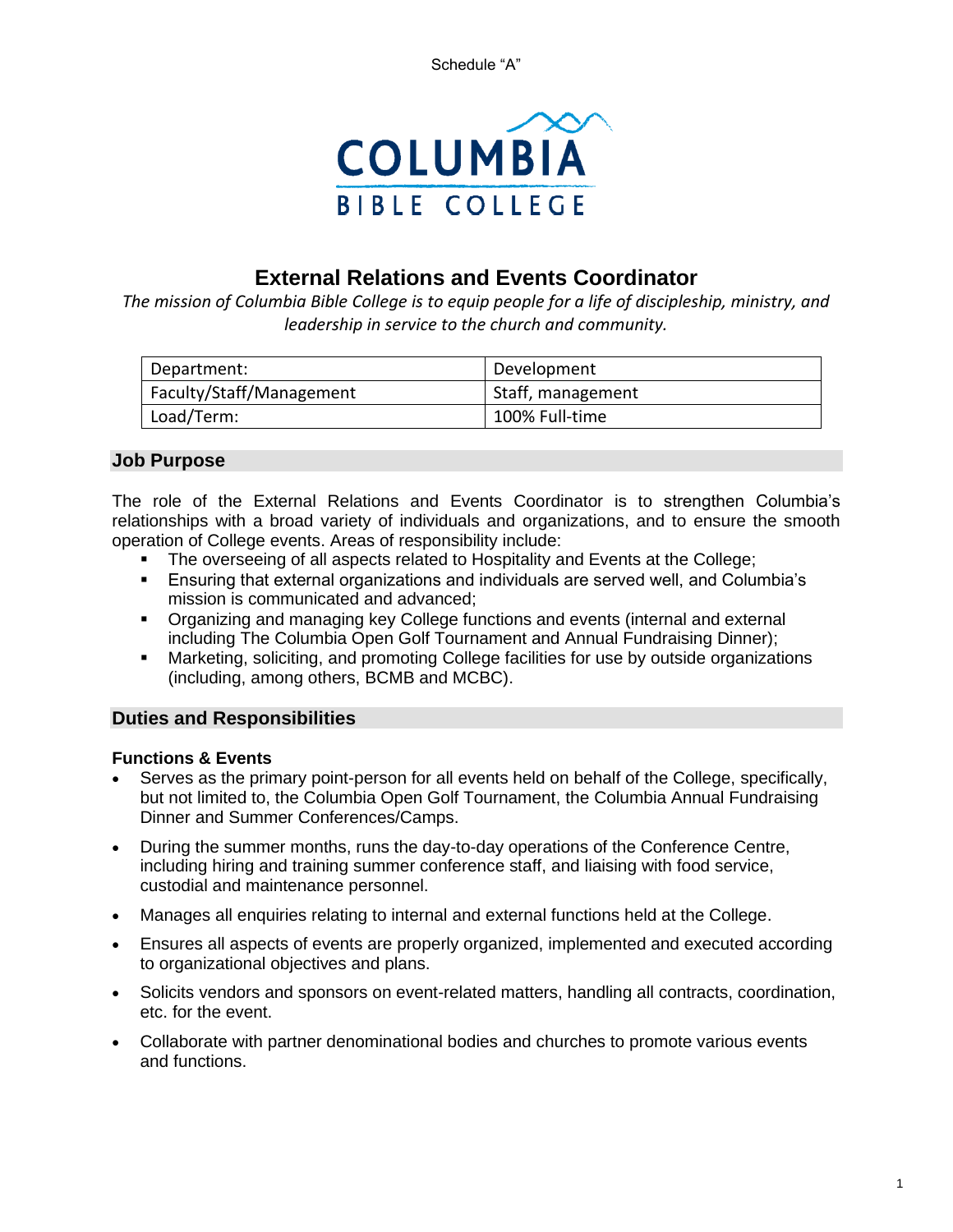Schedule "A"

COLUMBIA
BIBLE COLLEGE

# External Relations and Events Coordinator

*The mission of Columbia Bible College is to equip people for a life of discipleship, ministry, and leadership in service to the church and community.*

| Department: | Development |
|---|---|
| Faculty/Staff/Management | Staff, management |
| Load/Term: | 100% Full-time |

## Job Purpose

The role of the External Relations and Events Coordinator is to strengthen Columbia's relationships with a broad variety of individuals and organizations, and to ensure the smooth operation of College events. Areas of responsibility include:

- The overseeing of all aspects related to Hospitality and Events at the College;
- Ensuring that external organizations and individuals are served well, and Columbia's mission is communicated and advanced;
- Organizing and managing key College functions and events (internal and external including The Columbia Open Golf Tournament and Annual Fundraising Dinner);
- Marketing, soliciting, and promoting College facilities for use by outside organizations (including, among others, BCMB and MCBC).

## Duties and Responsibilities

### Functions & Events

- Serves as the primary point-person for all events held on behalf of the College, specifically, but not limited to, the Columbia Open Golf Tournament, the Columbia Annual Fundraising Dinner and Summer Conferences/Camps.
- During the summer months, runs the day-to-day operations of the Conference Centre, including hiring and training summer conference staff, and liaising with food service, custodial and maintenance personnel.
- Manages all enquiries relating to internal and external functions held at the College.
- Ensures all aspects of events are properly organized, implemented and executed according to organizational objectives and plans.
- Solicits vendors and sponsors on event-related matters, handling all contracts, coordination, etc. for the event.
- Collaborate with partner denominational bodies and churches to promote various events and functions.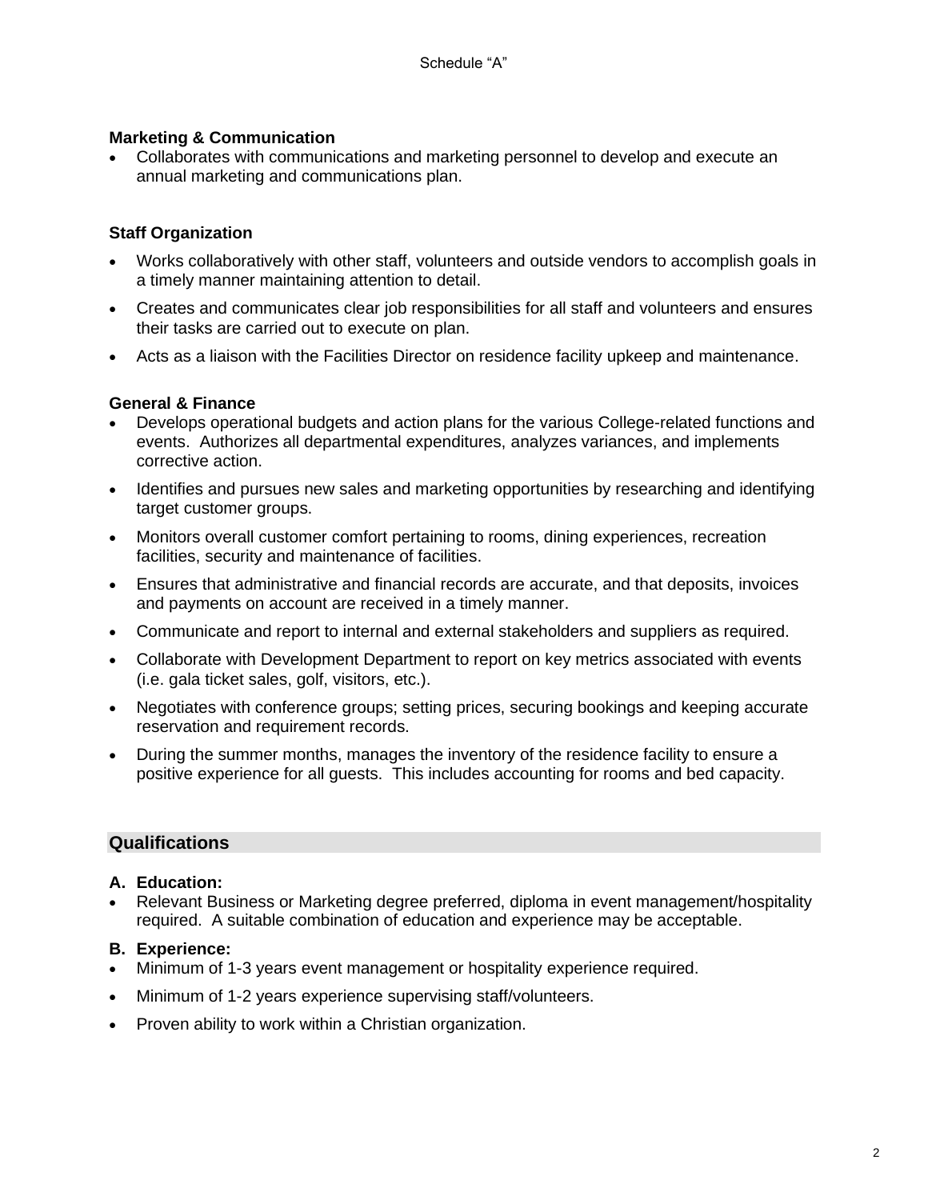**Marketing & Communication**

- Collaborates with communications and marketing personnel to develop and execute an annual marketing and communications plan.

**Staff Organization**

- Works collaboratively with other staff, volunteers and outside vendors to accomplish goals in a timely manner maintaining attention to detail.
- Creates and communicates clear job responsibilities for all staff and volunteers and ensures their tasks are carried out to execute on plan.
- Acts as a liaison with the Facilities Director on residence facility upkeep and maintenance.

**General & Finance**

- Develops operational budgets and action plans for the various College-related functions and events. Authorizes all departmental expenditures, analyzes variances, and implements corrective action.
- Identifies and pursues new sales and marketing opportunities by researching and identifying target customer groups.
- Monitors overall customer comfort pertaining to rooms, dining experiences, recreation facilities, security and maintenance of facilities.
- Ensures that administrative and financial records are accurate, and that deposits, invoices and payments on account are received in a timely manner.
- Communicate and report to internal and external stakeholders and suppliers as required.
- Collaborate with Development Department to report on key metrics associated with events (i.e. gala ticket sales, golf, visitors, etc.).
- Negotiates with conference groups; setting prices, securing bookings and keeping accurate reservation and requirement records.
- During the summer months, manages the inventory of the residence facility to ensure a positive experience for all guests. This includes accounting for rooms and bed capacity.

## Qualifications

**A. Education:**

- Relevant Business or Marketing degree preferred, diploma in event management/hospitality required. A suitable combination of education and experience may be acceptable.

**B. Experience:**

- Minimum of 1-3 years event management or hospitality experience required.
- Minimum of 1-2 years experience supervising staff/volunteers.
- Proven ability to work within a Christian organization.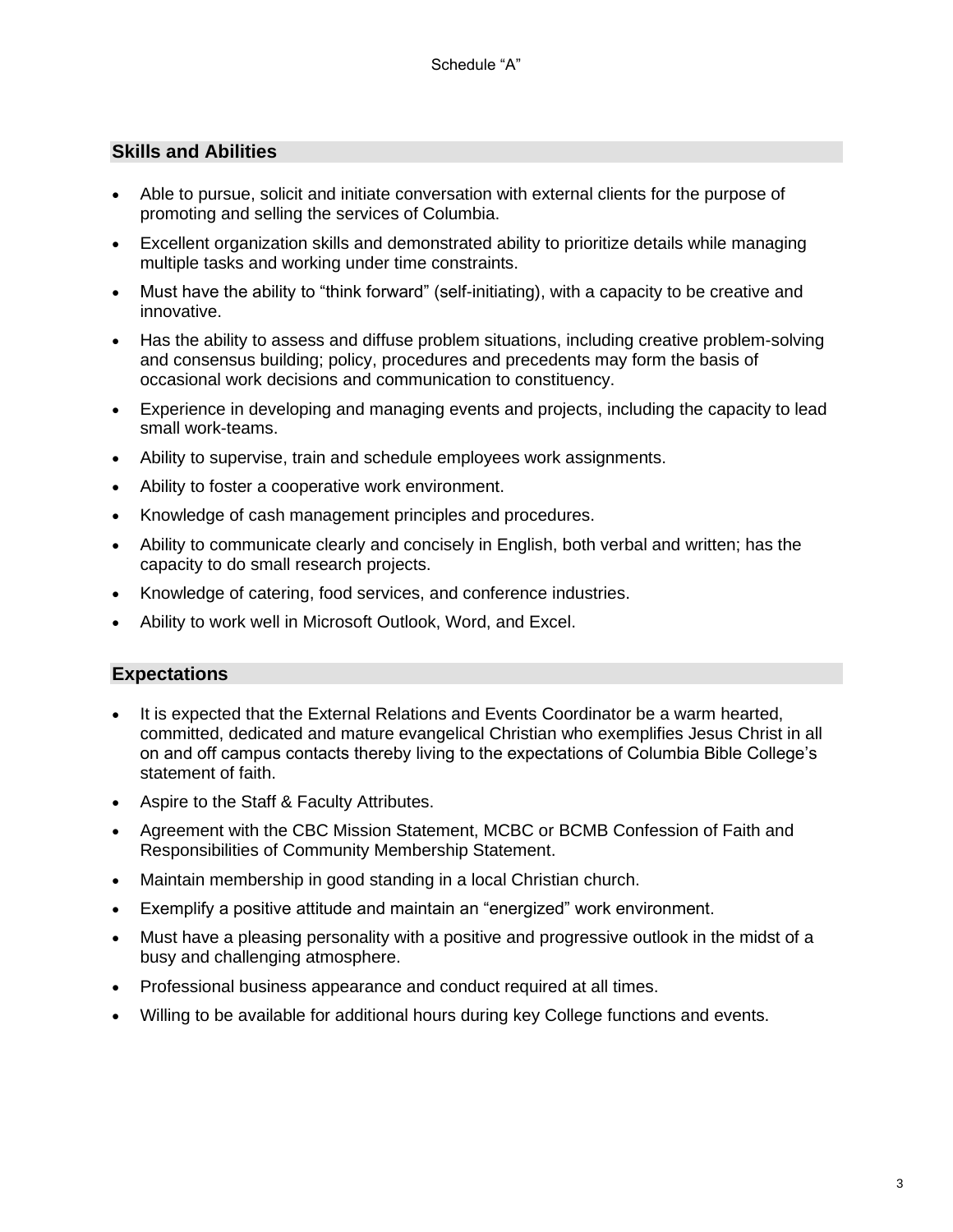Schedule "A"

## Skills and Abilities

- Able to pursue, solicit and initiate conversation with external clients for the purpose of promoting and selling the services of Columbia.
- Excellent organization skills and demonstrated ability to prioritize details while managing multiple tasks and working under time constraints.
- Must have the ability to "think forward" (self-initiating), with a capacity to be creative and innovative.
- Has the ability to assess and diffuse problem situations, including creative problem-solving and consensus building; policy, procedures and precedents may form the basis of occasional work decisions and communication to constituency.
- Experience in developing and managing events and projects, including the capacity to lead small work-teams.
- Ability to supervise, train and schedule employees work assignments.
- Ability to foster a cooperative work environment.
- Knowledge of cash management principles and procedures.
- Ability to communicate clearly and concisely in English, both verbal and written; has the capacity to do small research projects.
- Knowledge of catering, food services, and conference industries.
- Ability to work well in Microsoft Outlook, Word, and Excel.

## Expectations

- It is expected that the External Relations and Events Coordinator be a warm hearted, committed, dedicated and mature evangelical Christian who exemplifies Jesus Christ in all on and off campus contacts thereby living to the expectations of Columbia Bible College's statement of faith.
- Aspire to the Staff & Faculty Attributes.
- Agreement with the CBC Mission Statement, MCBC or BCMB Confession of Faith and Responsibilities of Community Membership Statement.
- Maintain membership in good standing in a local Christian church.
- Exemplify a positive attitude and maintain an "energized" work environment.
- Must have a pleasing personality with a positive and progressive outlook in the midst of a busy and challenging atmosphere.
- Professional business appearance and conduct required at all times.
- Willing to be available for additional hours during key College functions and events.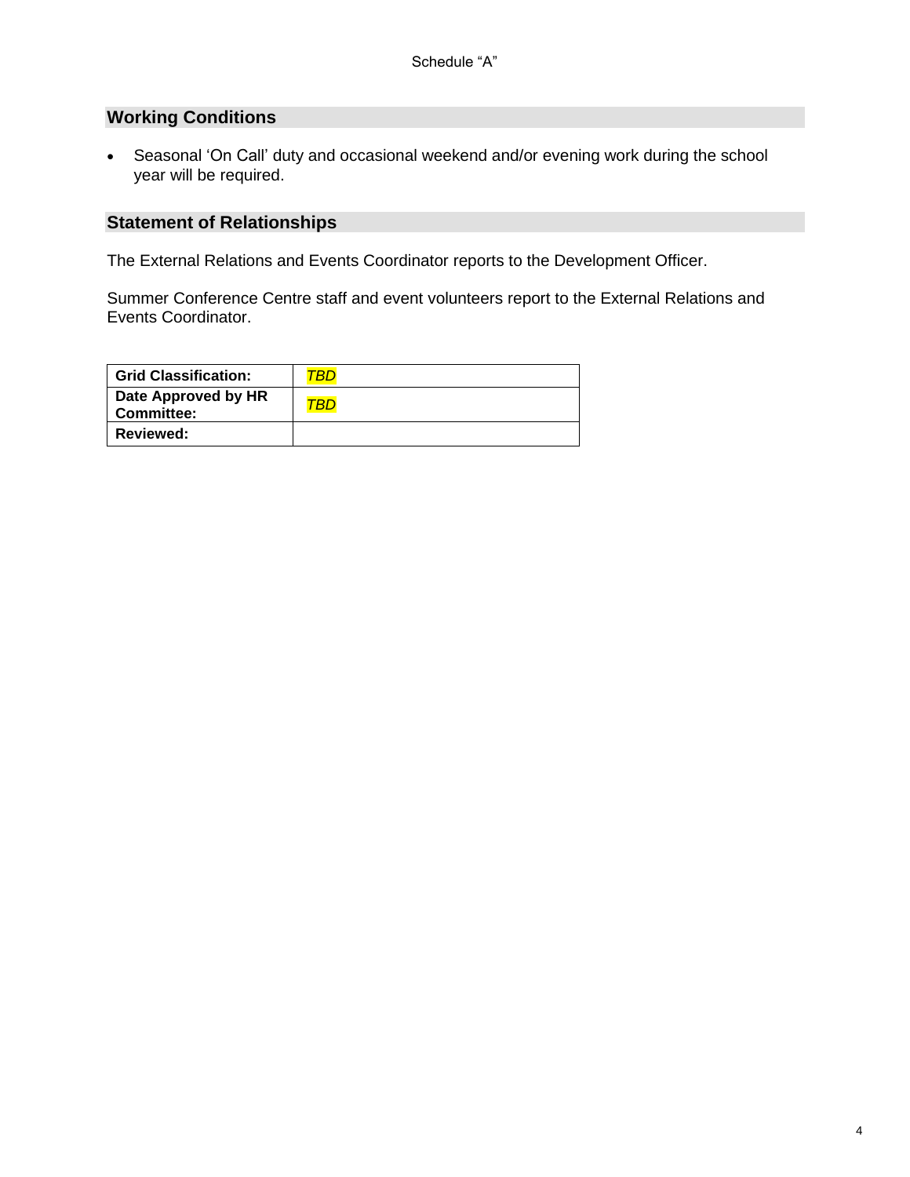## Working Conditions

- Seasonal 'On Call' duty and occasional weekend and/or evening work during the school year will be required.

## Statement of Relationships

The External Relations and Events Coordinator reports to the Development Officer.

Summer Conference Centre staff and event volunteers report to the External Relations and Events Coordinator.

| | |
|---|---|
| **Grid Classification:** | *TBD* |
| **Date Approved by HR Committee:** | *TBD* |
| **Reviewed:** | |